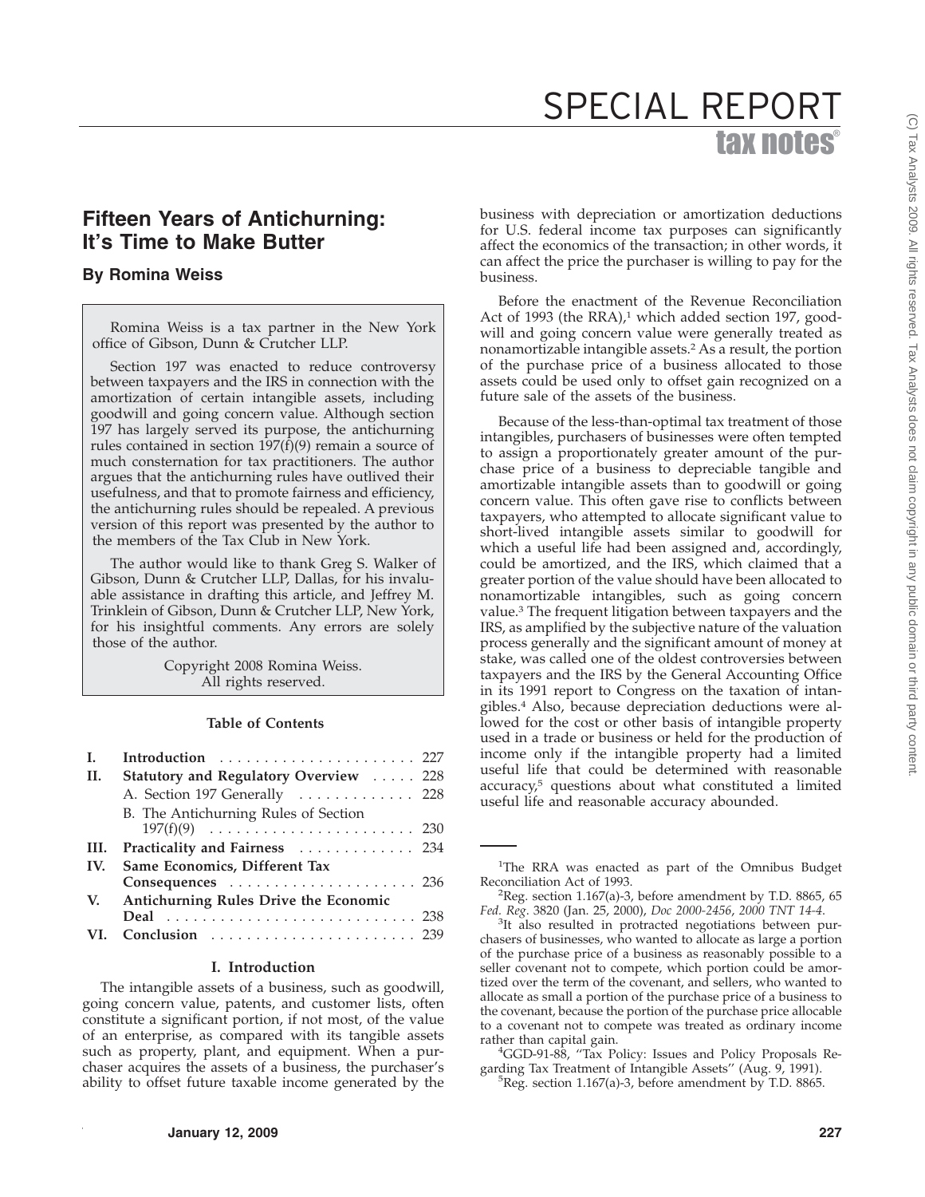# Fifteen Years of Antichurning: It's Time to Make Butter

**By Romina Weiss**

Romina Weiss is a tax partner in the New York office of Gibson, Dunn & Crutcher LLP.

Section 197 was enacted to reduce controversy between taxpayers and the IRS in connection with the amortization of certain intangible assets, including goodwill and going concern value. Although section 197 has largely served its purpose, the antichurning rules contained in section 197(f)(9) remain a source of much consternation for tax practitioners. The author argues that the antichurning rules have outlived their usefulness, and that to promote fairness and efficiency, the antichurning rules should be repealed. A previous version of this report was presented by the author to the members of the Tax Club in New York.

The author would like to thank Greg S. Walker of Gibson, Dunn & Crutcher LLP, Dallas, for his invaluable assistance in drafting this article, and Jeffrey M. Trinklein of Gibson, Dunn & Crutcher LLP, New York, for his insightful comments. Any errors are solely those of the author.

Copyright 2008 Romina Weiss.
All rights reserved.

**Table of Contents**

| | | |
|---|---|---|
| **I.** | **Introduction** | 227 |
| **II.** | **Statutory and Regulatory Overview** | 228 |
| | A. Section 197 Generally | 228 |
| | B. The Antichurning Rules of Section 197(f)(9) | 230 |
| **III.** | **Practicality and Fairness** | 234 |
| **IV.** | **Same Economics, Different Tax Consequences** | 236 |
| **V.** | **Antichurning Rules Drive the Economic Deal** | 238 |
| **VI.** | **Conclusion** | 239 |

## I. Introduction

The intangible assets of a business, such as goodwill, going concern value, patents, and customer lists, often constitute a significant portion, if not most, of the value of an enterprise, as compared with its tangible assets such as property, plant, and equipment. When a purchaser acquires the assets of a business, the purchaser's ability to offset future taxable income generated by the business with depreciation or amortization deductions for U.S. federal income tax purposes can significantly affect the economics of the transaction; in other words, it can affect the price the purchaser is willing to pay for the business.

Before the enactment of the Revenue Reconciliation Act of 1993 (the RRA),[1] which added section 197, goodwill and going concern value were generally treated as nonamortizable intangible assets.[2] As a result, the portion of the purchase price of a business allocated to those assets could be used only to offset gain recognized on a future sale of the assets of the business.

Because of the less-than-optimal tax treatment of those intangibles, purchasers of businesses were often tempted to assign a proportionately greater amount of the purchase price of a business to depreciable tangible and amortizable intangible assets than to goodwill or going concern value. This often gave rise to conflicts between taxpayers, who attempted to allocate significant value to short-lived intangible assets similar to goodwill for which a useful life had been assigned and, accordingly, could be amortized, and the IRS, which claimed that a greater portion of the value should have been allocated to nonamortizable intangibles, such as going concern value.[3] The frequent litigation between taxpayers and the IRS, as amplified by the subjective nature of the valuation process generally and the significant amount of money at stake, was called one of the oldest controversies between taxpayers and the IRS by the General Accounting Office in its 1991 report to Congress on the taxation of intangibles.[4] Also, because depreciation deductions were allowed for the cost or other basis of intangible property used in a trade or business or held for the production of income only if the intangible property had a limited useful life that could be determined with reasonable accuracy,[5] questions about what constituted a limited useful life and reasonable accuracy abounded.

---

[1]The RRA was enacted as part of the Omnibus Budget Reconciliation Act of 1993.

[2]Reg. section 1.167(a)-3, before amendment by T.D. 8865, 65 *Fed. Reg*. 3820 (Jan. 25, 2000), *Doc 2000-2456*, *2000 TNT 14-4*.

[3]It also resulted in protracted negotiations between purchasers of businesses, who wanted to allocate as large a portion of the purchase price of a business as reasonably possible to a seller covenant not to compete, which portion could be amortized over the term of the covenant, and sellers, who wanted to allocate as small a portion of the purchase price of a business to the covenant, because the portion of the purchase price allocable to a covenant not to compete was treated as ordinary income rather than capital gain.

[4]GGD-91-88, ''Tax Policy: Issues and Policy Proposals Regarding Tax Treatment of Intangible Assets'' (Aug. 9, 1991).

[5]Reg. section 1.167(a)-3, before amendment by T.D. 8865.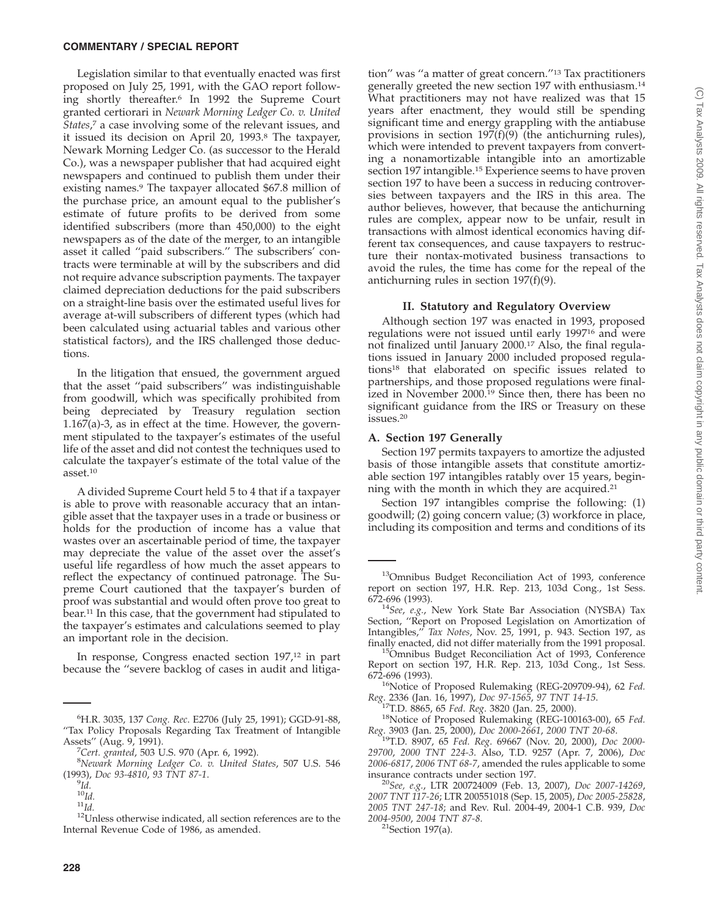Legislation similar to that eventually enacted was first proposed on July 25, 1991, with the GAO report following shortly thereafter.[6] In 1992 the Supreme Court granted certiorari in *Newark Morning Ledger Co. v. United States*,[7] a case involving some of the relevant issues, and it issued its decision on April 20, 1993.[8] The taxpayer, Newark Morning Ledger Co. (as successor to the Herald Co.), was a newspaper publisher that had acquired eight newspapers and continued to publish them under their existing names.[9] The taxpayer allocated $67.8 million of the purchase price, an amount equal to the publisher's estimate of future profits to be derived from some identified subscribers (more than 450,000) to the eight newspapers as of the date of the merger, to an intangible asset it called "paid subscribers." The subscribers' contracts were terminable at will by the subscribers and did not require advance subscription payments. The taxpayer claimed depreciation deductions for the paid subscribers on a straight-line basis over the estimated useful lives for average at-will subscribers of different types (which had been calculated using actuarial tables and various other statistical factors), and the IRS challenged those deductions.

In the litigation that ensued, the government argued that the asset "paid subscribers" was indistinguishable from goodwill, which was specifically prohibited from being depreciated by Treasury regulation section 1.167(a)-3, as in effect at the time. However, the government stipulated to the taxpayer's estimates of the useful life of the asset and did not contest the techniques used to calculate the taxpayer's estimate of the total value of the asset.[10]

A divided Supreme Court held 5 to 4 that if a taxpayer is able to prove with reasonable accuracy that an intangible asset that the taxpayer uses in a trade or business or holds for the production of income has a value that wastes over an ascertainable period of time, the taxpayer may depreciate the value of the asset over the asset's useful life regardless of how much the asset appears to reflect the expectancy of continued patronage. The Supreme Court cautioned that the taxpayer's burden of proof was substantial and would often prove too great to bear.[11] In this case, that the government had stipulated to the taxpayer's estimates and calculations seemed to play an important role in the decision.

In response, Congress enacted section 197,[12] in part because the "severe backlog of cases in audit and litigation" was "a matter of great concern."[13] Tax practitioners generally greeted the new section 197 with enthusiasm.[14] What practitioners may not have realized was that 15 years after enactment, they would still be spending significant time and energy grappling with the antiabuse provisions in section 197(f)(9) (the antichurning rules), which were intended to prevent taxpayers from converting a nonamortizable intangible into an amortizable section 197 intangible.[15] Experience seems to have proven section 197 to have been a success in reducing controversies between taxpayers and the IRS in this area. The author believes, however, that because the antichurning rules are complex, appear now to be unfair, result in transactions with almost identical economics having different tax consequences, and cause taxpayers to restructure their nontax-motivated business transactions to avoid the rules, the time has come for the repeal of the antichurning rules in section 197(f)(9).

## II. Statutory and Regulatory Overview

Although section 197 was enacted in 1993, proposed regulations were not issued until early 1997[16] and were not finalized until January 2000.[17] Also, the final regulations issued in January 2000 included proposed regulations[18] that elaborated on specific issues related to partnerships, and those proposed regulations were finalized in November 2000.[19] Since then, there has been no significant guidance from the IRS or Treasury on these issues.[20]

### A. Section 197 Generally

Section 197 permits taxpayers to amortize the adjusted basis of those intangible assets that constitute amortizable section 197 intangibles ratably over 15 years, beginning with the month in which they are acquired.[21]

Section 197 intangibles comprise the following: (1) goodwill; (2) going concern value; (3) workforce in place, including its composition and terms and conditions of its

---

[6] H.R. 3035, 137 *Cong. Rec.* E2706 (July 25, 1991); GGD-91-88, "Tax Policy Proposals Regarding Tax Treatment of Intangible Assets" (Aug. 9, 1991).

[7] *Cert. granted*, 503 U.S. 970 (Apr. 6, 1992).

[8] *Newark Morning Ledger Co. v. United States*, 507 U.S. 546 (1993), *Doc 93-4810*, *93 TNT 87-1*.

[9] *Id.*

[10] *Id.*

[11] *Id.*

[12] Unless otherwise indicated, all section references are to the Internal Revenue Code of 1986, as amended.

[13] Omnibus Budget Reconciliation Act of 1993, conference report on section 197, H.R. Rep. 213, 103d Cong., 1st Sess. 672-696 (1993).

[14] *See, e.g.*, New York State Bar Association (NYSBA) Tax Section, "Report on Proposed Legislation on Amortization of Intangibles," *Tax Notes*, Nov. 25, 1991, p. 943. Section 197, as finally enacted, did not differ materially from the 1991 proposal.

[15] Omnibus Budget Reconciliation Act of 1993, Conference Report on section 197, H.R. Rep. 213, 103d Cong., 1st Sess. 672-696 (1993).

[16] Notice of Proposed Rulemaking (REG-209709-94), 62 *Fed. Reg.* 2336 (Jan. 16, 1997), *Doc 97-1565*, *97 TNT 14-15*.

[17] T.D. 8865, 65 *Fed. Reg.* 3820 (Jan. 25, 2000).

[18] Notice of Proposed Rulemaking (REG-100163-00), 65 *Fed. Reg.* 3903 (Jan. 25, 2000), *Doc 2000-2661*, *2000 TNT 20-68*.

[19] T.D. 8907, 65 *Fed. Reg.* 69667 (Nov. 20, 2000), *Doc 2000-29700*, *2000 TNT 224-3*. Also, T.D. 9257 (Apr. 7, 2006), *Doc 2006-6817*, *2006 TNT 68-7*, amended the rules applicable to some insurance contracts under section 197.

[20] *See, e.g.*, LTR 200724009 (Feb. 13, 2007), *Doc 2007-14269*, *2007 TNT 117-26*; LTR 200551018 (Sep. 15, 2005), *Doc 2005-25828*, *2005 TNT 247-18*; and Rev. Rul. 2004-49, 2004-1 C.B. 939, *Doc 2004-9500*, *2004 TNT 87-8*.

[21] Section 197(a).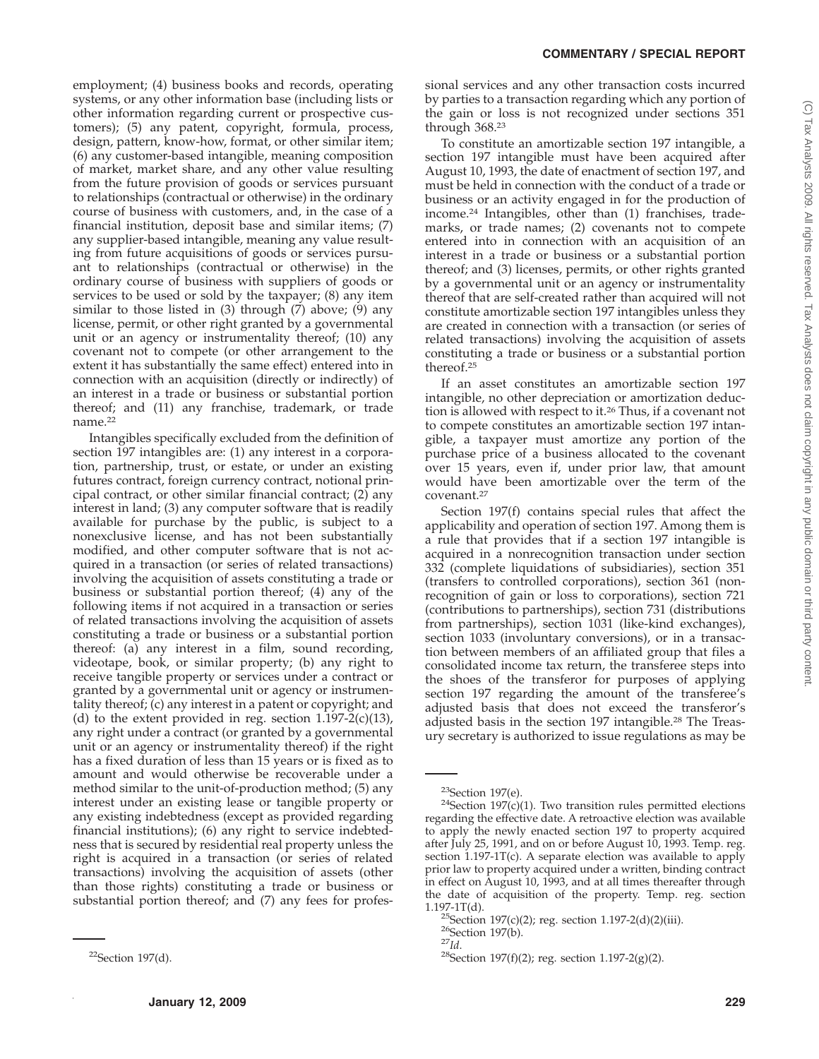employment; (4) business books and records, operating systems, or any other information base (including lists or other information regarding current or prospective customers); (5) any patent, copyright, formula, process, design, pattern, know-how, format, or other similar item; (6) any customer-based intangible, meaning composition of market, market share, and any other value resulting from the future provision of goods or services pursuant to relationships (contractual or otherwise) in the ordinary course of business with customers, and, in the case of a financial institution, deposit base and similar items; (7) any supplier-based intangible, meaning any value resulting from future acquisitions of goods or services pursuant to relationships (contractual or otherwise) in the ordinary course of business with suppliers of goods or services to be used or sold by the taxpayer; (8) any item similar to those listed in (3) through (7) above; (9) any license, permit, or other right granted by a governmental unit or an agency or instrumentality thereof; (10) any covenant not to compete (or other arrangement to the extent it has substantially the same effect) entered into in connection with an acquisition (directly or indirectly) of an interest in a trade or business or substantial portion thereof; and (11) any franchise, trademark, or trade name.[22]

Intangibles specifically excluded from the definition of section 197 intangibles are: (1) any interest in a corporation, partnership, trust, or estate, or under an existing futures contract, foreign currency contract, notional principal contract, or other similar financial contract; (2) any interest in land; (3) any computer software that is readily available for purchase by the public, is subject to a nonexclusive license, and has not been substantially modified, and other computer software that is not acquired in a transaction (or series of related transactions) involving the acquisition of assets constituting a trade or business or substantial portion thereof; (4) any of the following items if not acquired in a transaction or series of related transactions involving the acquisition of assets constituting a trade or business or a substantial portion thereof: (a) any interest in a film, sound recording, videotape, book, or similar property; (b) any right to receive tangible property or services under a contract or granted by a governmental unit or agency or instrumentality thereof; (c) any interest in a patent or copyright; and (d) to the extent provided in reg. section 1.197-2(c)(13), any right under a contract (or granted by a governmental unit or an agency or instrumentality thereof) if the right has a fixed duration of less than 15 years or is fixed as to amount and would otherwise be recoverable under a method similar to the unit-of-production method; (5) any interest under an existing lease or tangible property or any existing indebtedness (except as provided regarding financial institutions); (6) any right to service indebtedness that is secured by residential real property unless the right is acquired in a transaction (or series of related transactions) involving the acquisition of assets (other than those rights) constituting a trade or business or substantial portion thereof; and (7) any fees for professional services and any other transaction costs incurred by parties to a transaction regarding which any portion of the gain or loss is not recognized under sections 351 through 368.[23]

To constitute an amortizable section 197 intangible, a section 197 intangible must have been acquired after August 10, 1993, the date of enactment of section 197, and must be held in connection with the conduct of a trade or business or an activity engaged in for the production of income.[24] Intangibles, other than (1) franchises, trademarks, or trade names; (2) covenants not to compete entered into in connection with an acquisition of an interest in a trade or business or a substantial portion thereof; and (3) licenses, permits, or other rights granted by a governmental unit or an agency or instrumentality thereof that are self-created rather than acquired will not constitute amortizable section 197 intangibles unless they are created in connection with a transaction (or series of related transactions) involving the acquisition of assets constituting a trade or business or a substantial portion thereof.[25]

If an asset constitutes an amortizable section 197 intangible, no other depreciation or amortization deduction is allowed with respect to it.[26] Thus, if a covenant not to compete constitutes an amortizable section 197 intangible, a taxpayer must amortize any portion of the purchase price of a business allocated to the covenant over 15 years, even if, under prior law, that amount would have been amortizable over the term of the covenant.[27]

Section 197(f) contains special rules that affect the applicability and operation of section 197. Among them is a rule that provides that if a section 197 intangible is acquired in a nonrecognition transaction under section 332 (complete liquidations of subsidiaries), section 351 (transfers to controlled corporations), section 361 (nonrecognition of gain or loss to corporations), section 721 (contributions to partnerships), section 731 (distributions from partnerships), section 1031 (like-kind exchanges), section 1033 (involuntary conversions), or in a transaction between members of an affiliated group that files a consolidated income tax return, the transferee steps into the shoes of the transferor for purposes of applying section 197 regarding the amount of the transferee's adjusted basis that does not exceed the transferor's adjusted basis in the section 197 intangible.[28] The Treasury secretary is authorized to issue regulations as may be

---

[22]Section 197(d).

[23]Section 197(e).

[24]Section 197(c)(1). Two transition rules permitted elections regarding the effective date. A retroactive election was available to apply the newly enacted section 197 to property acquired after July 25, 1991, and on or before August 10, 1993. Temp. reg. section 1.197-1T(c). A separate election was available to apply prior law to property acquired under a written, binding contract in effect on August 10, 1993, and at all times thereafter through the date of acquisition of the property. Temp. reg. section 1.197-1T(d).

[25]Section 197(c)(2); reg. section 1.197-2(d)(2)(iii).

[26]Section 197(b).

[27]*Id.*

[28]Section 197(f)(2); reg. section 1.197-2(g)(2).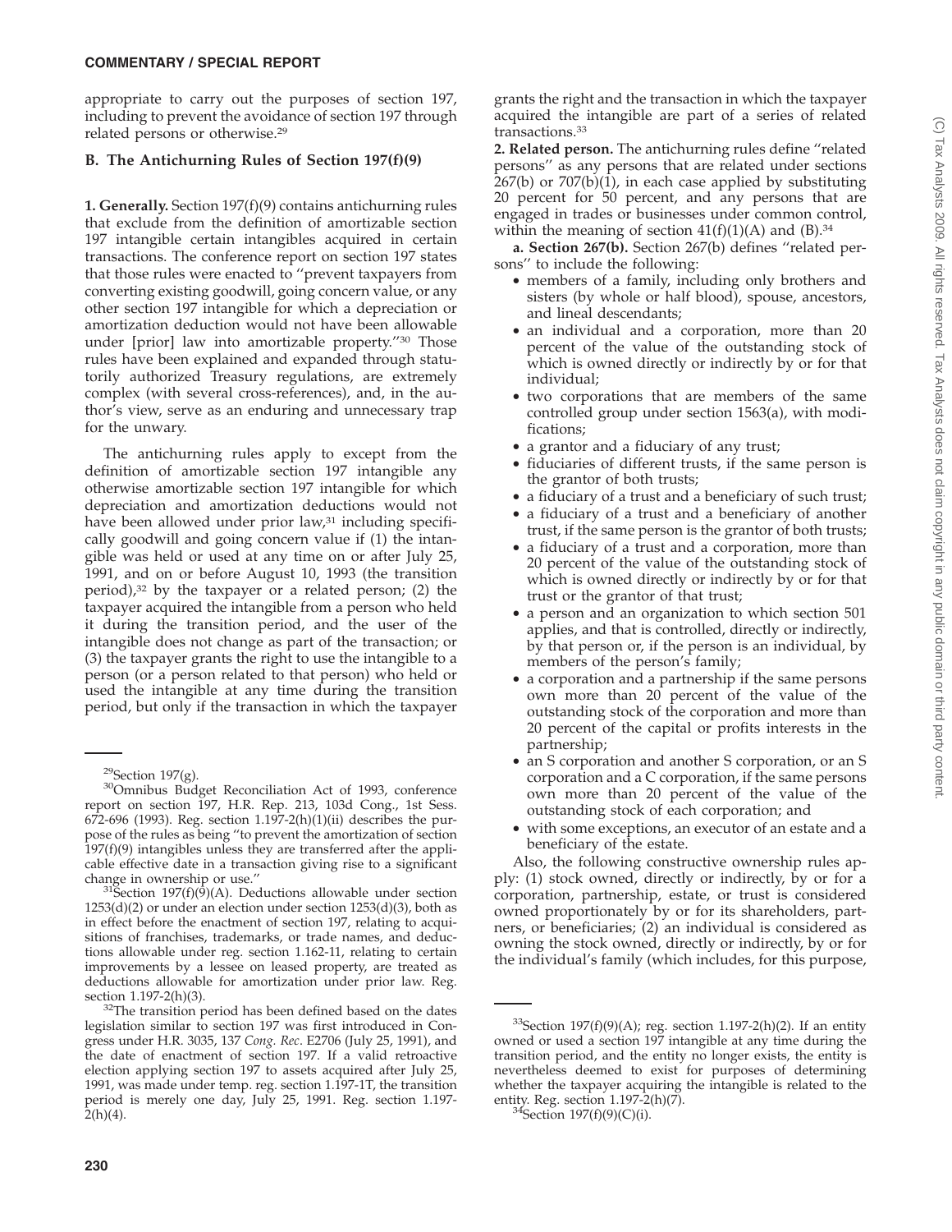appropriate to carry out the purposes of section 197, including to prevent the avoidance of section 197 through related persons or otherwise.[29]

### B. The Antichurning Rules of Section 197(f)(9)

**1. Generally.** Section 197(f)(9) contains antichurning rules that exclude from the definition of amortizable section 197 intangible certain intangibles acquired in certain transactions. The conference report on section 197 states that those rules were enacted to ''prevent taxpayers from converting existing goodwill, going concern value, or any other section 197 intangible for which a depreciation or amortization deduction would not have been allowable under [prior] law into amortizable property.''[30] Those rules have been explained and expanded through statutorily authorized Treasury regulations, are extremely complex (with several cross-references), and, in the author's view, serve as an enduring and unnecessary trap for the unwary.

The antichurning rules apply to except from the definition of amortizable section 197 intangible any otherwise amortizable section 197 intangible for which depreciation and amortization deductions would not have been allowed under prior law,[31] including specifically goodwill and going concern value if (1) the intangible was held or used at any time on or after July 25, 1991, and on or before August 10, 1993 (the transition period),[32] by the taxpayer or a related person; (2) the taxpayer acquired the intangible from a person who held it during the transition period, and the user of the intangible does not change as part of the transaction; or (3) the taxpayer grants the right to use the intangible to a person (or a person related to that person) who held or used the intangible at any time during the transition period, but only if the transaction in which the taxpayer grants the right and the transaction in which the taxpayer acquired the intangible are part of a series of related transactions.[33]

**2. Related person.** The antichurning rules define ''related persons'' as any persons that are related under sections 267(b) or 707(b)(1), in each case applied by substituting 20 percent for 50 percent, and any persons that are engaged in trades or businesses under common control, within the meaning of section 41(f)(1)(A) and (B).[34]

**a. Section 267(b).** Section 267(b) defines ''related persons'' to include the following:

- members of a family, including only brothers and sisters (by whole or half blood), spouse, ancestors, and lineal descendants;
- an individual and a corporation, more than 20 percent of the value of the outstanding stock of which is owned directly or indirectly by or for that individual;
- two corporations that are members of the same controlled group under section 1563(a), with modifications;
- a grantor and a fiduciary of any trust;
- fiduciaries of different trusts, if the same person is the grantor of both trusts;
- a fiduciary of a trust and a beneficiary of such trust;
- a fiduciary of a trust and a beneficiary of another trust, if the same person is the grantor of both trusts;
- a fiduciary of a trust and a corporation, more than 20 percent of the value of the outstanding stock of which is owned directly or indirectly by or for that trust or the grantor of that trust;
- a person and an organization to which section 501 applies, and that is controlled, directly or indirectly, by that person or, if the person is an individual, by members of the person's family;
- a corporation and a partnership if the same persons own more than 20 percent of the value of the outstanding stock of the corporation and more than 20 percent of the capital or profits interests in the partnership;
- an S corporation and another S corporation, or an S corporation and a C corporation, if the same persons own more than 20 percent of the value of the outstanding stock of each corporation; and
- with some exceptions, an executor of an estate and a beneficiary of the estate.

Also, the following constructive ownership rules apply: (1) stock owned, directly or indirectly, by or for a corporation, partnership, estate, or trust is considered owned proportionately by or for its shareholders, partners, or beneficiaries; (2) an individual is considered as owning the stock owned, directly or indirectly, by or for the individual's family (which includes, for this purpose,

---

[29]Section 197(g).

[30]Omnibus Budget Reconciliation Act of 1993, conference report on section 197, H.R. Rep. 213, 103d Cong., 1st Sess. 672-696 (1993). Reg. section 1.197-2(h)(1)(ii) describes the purpose of the rules as being ''to prevent the amortization of section 197(f)(9) intangibles unless they are transferred after the applicable effective date in a transaction giving rise to a significant change in ownership or use.''

[31]Section 197(f)(9)(A). Deductions allowable under section 1253(d)(2) or under an election under section 1253(d)(3), both as in effect before the enactment of section 197, relating to acquisitions of franchises, trademarks, or trade names, and deductions allowable under reg. section 1.162-11, relating to certain improvements by a lessee on leased property, are treated as deductions allowable for amortization under prior law. Reg. section 1.197-2(h)(3).

[32]The transition period has been defined based on the dates legislation similar to section 197 was first introduced in Congress under H.R. 3035, 137 *Cong. Rec*. E2706 (July 25, 1991), and the date of enactment of section 197. If a valid retroactive election applying section 197 to assets acquired after July 25, 1991, was made under temp. reg. section 1.197-1T, the transition period is merely one day, July 25, 1991. Reg. section 1.197-2(h)(4).

[33]Section 197(f)(9)(A); reg. section 1.197-2(h)(2). If an entity owned or used a section 197 intangible at any time during the transition period, and the entity no longer exists, the entity is nevertheless deemed to exist for purposes of determining whether the taxpayer acquiring the intangible is related to the entity. Reg. section 1.197-2(h)(7).

[34]Section 197(f)(9)(C)(i).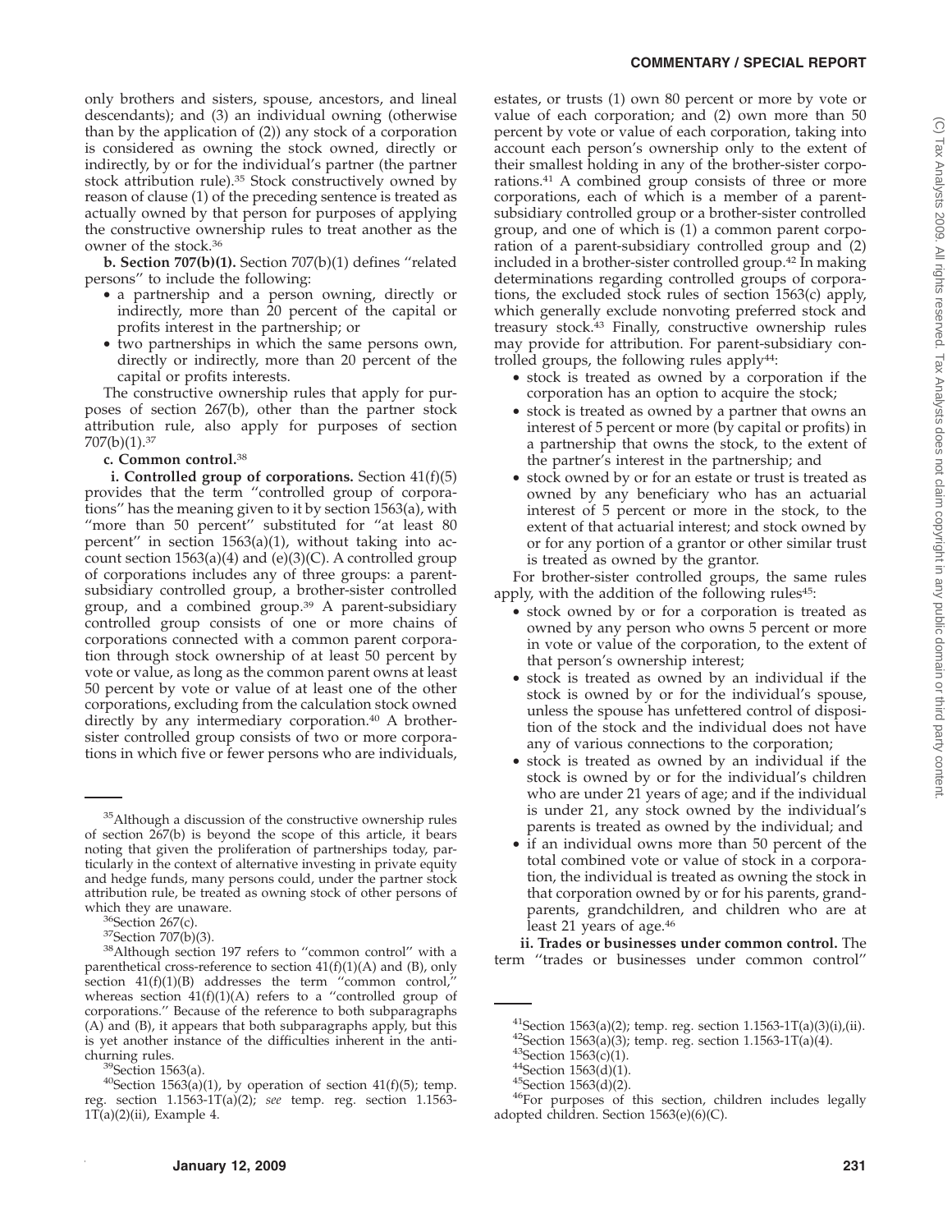only brothers and sisters, spouse, ancestors, and lineal descendants); and (3) an individual owning (otherwise than by the application of (2)) any stock of a corporation is considered as owning the stock owned, directly or indirectly, by or for the individual's partner (the partner stock attribution rule).[35] Stock constructively owned by reason of clause (1) of the preceding sentence is treated as actually owned by that person for purposes of applying the constructive ownership rules to treat another as the owner of the stock.[36]

**b. Section 707(b)(1).** Section 707(b)(1) defines "related persons" to include the following:

- a partnership and a person owning, directly or indirectly, more than 20 percent of the capital or profits interest in the partnership; or
- two partnerships in which the same persons own, directly or indirectly, more than 20 percent of the capital or profits interests.

The constructive ownership rules that apply for purposes of section 267(b), other than the partner stock attribution rule, also apply for purposes of section 707(b)(1).[37]

**c. Common control.**[38]

**i. Controlled group of corporations.** Section 41(f)(5) provides that the term "controlled group of corporations" has the meaning given to it by section 1563(a), with "more than 50 percent" substituted for "at least 80 percent" in section 1563(a)(1), without taking into account section 1563(a)(4) and (e)(3)(C). A controlled group of corporations includes any of three groups: a parent-subsidiary controlled group, a brother-sister controlled group, and a combined group.[39] A parent-subsidiary controlled group consists of one or more chains of corporations connected with a common parent corporation through stock ownership of at least 50 percent by vote or value, as long as the common parent owns at least 50 percent by vote or value of at least one of the other corporations, excluding from the calculation stock owned directly by any intermediary corporation.[40] A brother-sister controlled group consists of two or more corporations in which five or fewer persons who are individuals, estates, or trusts (1) own 80 percent or more by vote or value of each corporation; and (2) own more than 50 percent by vote or value of each corporation, taking into account each person's ownership only to the extent of their smallest holding in any of the brother-sister corporations.[41] A combined group consists of three or more corporations, each of which is a member of a parent-subsidiary controlled group or a brother-sister controlled group, and one of which is (1) a common parent corporation of a parent-subsidiary controlled group and (2) included in a brother-sister controlled group.[42] In making determinations regarding controlled groups of corporations, the excluded stock rules of section 1563(c) apply, which generally exclude nonvoting preferred stock and treasury stock.[43] Finally, constructive ownership rules may provide for attribution. For parent-subsidiary controlled groups, the following rules apply[44]:

- stock is treated as owned by a corporation if the corporation has an option to acquire the stock;
- stock is treated as owned by a partner that owns an interest of 5 percent or more (by capital or profits) in a partnership that owns the stock, to the extent of the partner's interest in the partnership; and
- stock owned by or for an estate or trust is treated as owned by any beneficiary who has an actuarial interest of 5 percent or more in the stock, to the extent of that actuarial interest; and stock owned by or for any portion of a grantor or other similar trust is treated as owned by the grantor.

For brother-sister controlled groups, the same rules apply, with the addition of the following rules[45]:

- stock owned by or for a corporation is treated as owned by any person who owns 5 percent or more in vote or value of the corporation, to the extent of that person's ownership interest;
- stock is treated as owned by an individual if the stock is owned by or for the individual's spouse, unless the spouse has unfettered control of disposition of the stock and the individual does not have any of various connections to the corporation;
- stock is treated as owned by an individual if the stock is owned by or for the individual's children who are under 21 years of age; and if the individual is under 21, any stock owned by the individual's parents is treated as owned by the individual; and
- if an individual owns more than 50 percent of the total combined vote or value of stock in a corporation, the individual is treated as owning the stock in that corporation owned by or for his parents, grandparents, grandchildren, and children who are at least 21 years of age.[46]

**ii. Trades or businesses under common control.** The term "trades or businesses under common control"

---

[35] Although a discussion of the constructive ownership rules of section 267(b) is beyond the scope of this article, it bears noting that given the proliferation of partnerships today, particularly in the context of alternative investing in private equity and hedge funds, many persons could, under the partner stock attribution rule, be treated as owning stock of other persons of which they are unaware.

[36] Section 267(c).

[37] Section 707(b)(3).

[38] Although section 197 refers to "common control" with a parenthetical cross-reference to section 41(f)(1)(A) and (B), only section 41(f)(1)(B) addresses the term "common control," whereas section 41(f)(1)(A) refers to a "controlled group of corporations." Because of the reference to both subparagraphs (A) and (B), it appears that both subparagraphs apply, but this is yet another instance of the difficulties inherent in the anti-churning rules.

[39] Section 1563(a).

[40] Section 1563(a)(1), by operation of section 41(f)(5); temp. reg. section 1.1563-1T(a)(2); *see* temp. reg. section 1.1563-1T(a)(2)(ii), Example 4.

[41] Section 1563(a)(2); temp. reg. section 1.1563-1T(a)(3)(i),(ii).

[42] Section 1563(a)(3); temp. reg. section 1.1563-1T(a)(4).

[43] Section 1563(c)(1).

[44] Section 1563(d)(1).

[45] Section 1563(d)(2).

[46] For purposes of this section, children includes legally adopted children. Section 1563(e)(6)(C).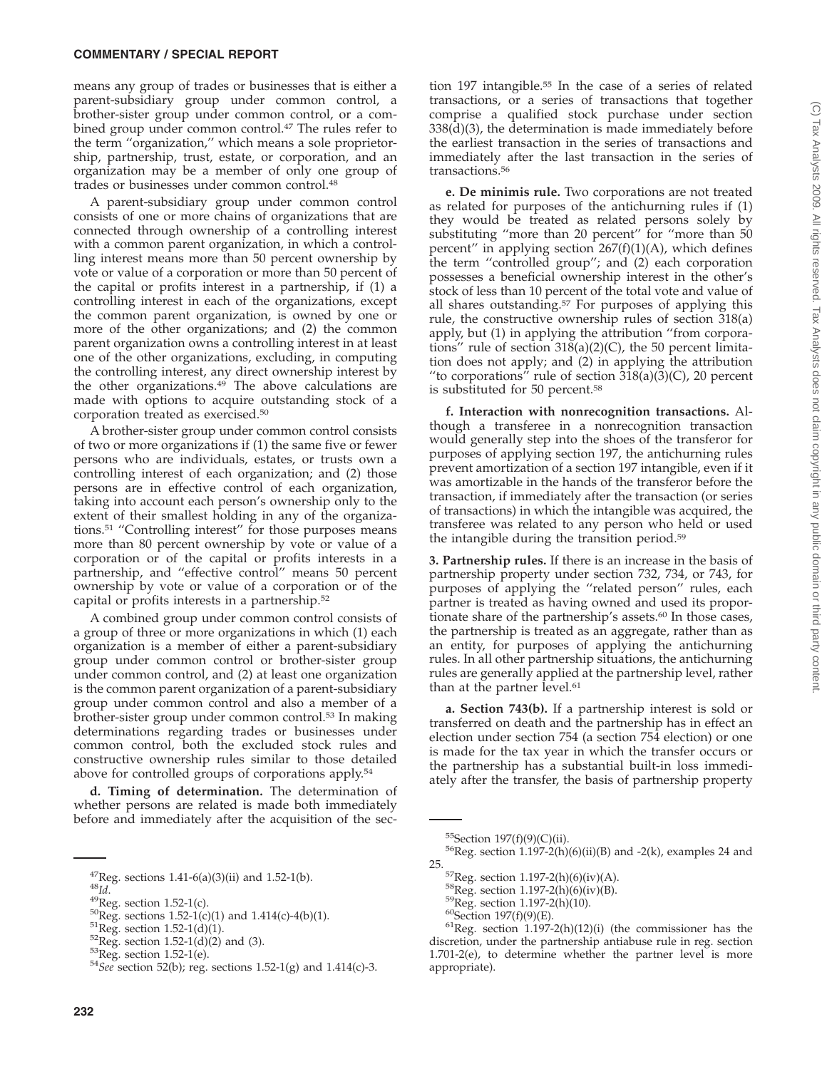means any group of trades or businesses that is either a parent-subsidiary group under common control, a brother-sister group under common control, or a combined group under common control.[47] The rules refer to the term ''organization,'' which means a sole proprietorship, partnership, trust, estate, or corporation, and an organization may be a member of only one group of trades or businesses under common control.[48]

A parent-subsidiary group under common control consists of one or more chains of organizations that are connected through ownership of a controlling interest with a common parent organization, in which a controlling interest means more than 50 percent ownership by vote or value of a corporation or more than 50 percent of the capital or profits interest in a partnership, if (1) a controlling interest in each of the organizations, except the common parent organization, is owned by one or more of the other organizations; and (2) the common parent organization owns a controlling interest in at least one of the other organizations, excluding, in computing the controlling interest, any direct ownership interest by the other organizations.[49] The above calculations are made with options to acquire outstanding stock of a corporation treated as exercised.[50]

A brother-sister group under common control consists of two or more organizations if (1) the same five or fewer persons who are individuals, estates, or trusts own a controlling interest of each organization; and (2) those persons are in effective control of each organization, taking into account each person's ownership only to the extent of their smallest holding in any of the organizations.[51] ''Controlling interest'' for those purposes means more than 80 percent ownership by vote or value of a corporation or of the capital or profits interests in a partnership, and ''effective control'' means 50 percent ownership by vote or value of a corporation or of the capital or profits interests in a partnership.[52]

A combined group under common control consists of a group of three or more organizations in which (1) each organization is a member of either a parent-subsidiary group under common control or brother-sister group under common control, and (2) at least one organization is the common parent organization of a parent-subsidiary group under common control and also a member of a brother-sister group under common control.[53] In making determinations regarding trades or businesses under common control, both the excluded stock rules and constructive ownership rules similar to those detailed above for controlled groups of corporations apply.[54]

**d. Timing of determination.** The determination of whether persons are related is made both immediately before and immediately after the acquisition of the section 197 intangible.[55] In the case of a series of related transactions, or a series of transactions that together comprise a qualified stock purchase under section 338(d)(3), the determination is made immediately before the earliest transaction in the series of transactions and immediately after the last transaction in the series of transactions.[56]

**e. De minimis rule.** Two corporations are not treated as related for purposes of the antichurning rules if (1) they would be treated as related persons solely by substituting ''more than 20 percent'' for ''more than 50 percent'' in applying section 267(f)(1)(A), which defines the term ''controlled group''; and (2) each corporation possesses a beneficial ownership interest in the other's stock of less than 10 percent of the total vote and value of all shares outstanding.[57] For purposes of applying this rule, the constructive ownership rules of section 318(a) apply, but (1) in applying the attribution ''from corporations'' rule of section 318(a)(2)(C), the 50 percent limitation does not apply; and (2) in applying the attribution ''to corporations'' rule of section 318(a)(3)(C), 20 percent is substituted for 50 percent.[58]

**f. Interaction with nonrecognition transactions.** Although a transferee in a nonrecognition transaction would generally step into the shoes of the transferor for purposes of applying section 197, the antichurning rules prevent amortization of a section 197 intangible, even if it was amortizable in the hands of the transferor before the transaction, if immediately after the transaction (or series of transactions) in which the intangible was acquired, the transferee was related to any person who held or used the intangible during the transition period.[59]

**3. Partnership rules.** If there is an increase in the basis of partnership property under section 732, 734, or 743, for purposes of applying the ''related person'' rules, each partner is treated as having owned and used its proportionate share of the partnership's assets.[60] In those cases, the partnership is treated as an aggregate, rather than as an entity, for purposes of applying the antichurning rules. In all other partnership situations, the antichurning rules are generally applied at the partnership level, rather than at the partner level.[61]

**a. Section 743(b).** If a partnership interest is sold or transferred on death and the partnership has in effect an election under section 754 (a section 754 election) or one is made for the tax year in which the transfer occurs or the partnership has a substantial built-in loss immediately after the transfer, the basis of partnership property

---

[47] Reg. sections 1.41-6(a)(3)(ii) and 1.52-1(b).

[48] *Id*.

[49] Reg. section 1.52-1(c).

[50] Reg. sections 1.52-1(c)(1) and 1.414(c)-4(b)(1).

[51] Reg. section 1.52-1(d)(1).

[52] Reg. section 1.52-1(d)(2) and (3).

[53] Reg. section 1.52-1(e).

[54] *See* section 52(b); reg. sections 1.52-1(g) and 1.414(c)-3.

[55] Section 197(f)(9)(C)(ii).

[56] Reg. section 1.197-2(h)(6)(ii)(B) and -2(k), examples 24 and 25.

[57] Reg. section 1.197-2(h)(6)(iv)(A).

[58] Reg. section 1.197-2(h)(6)(iv)(B).

[59] Reg. section 1.197-2(h)(10).

[60] Section 197(f)(9)(E).

[61] Reg. section 1.197-2(h)(12)(i) (the commissioner has the discretion, under the partnership antiabuse rule in reg. section 1.701-2(e), to determine whether the partner level is more appropriate).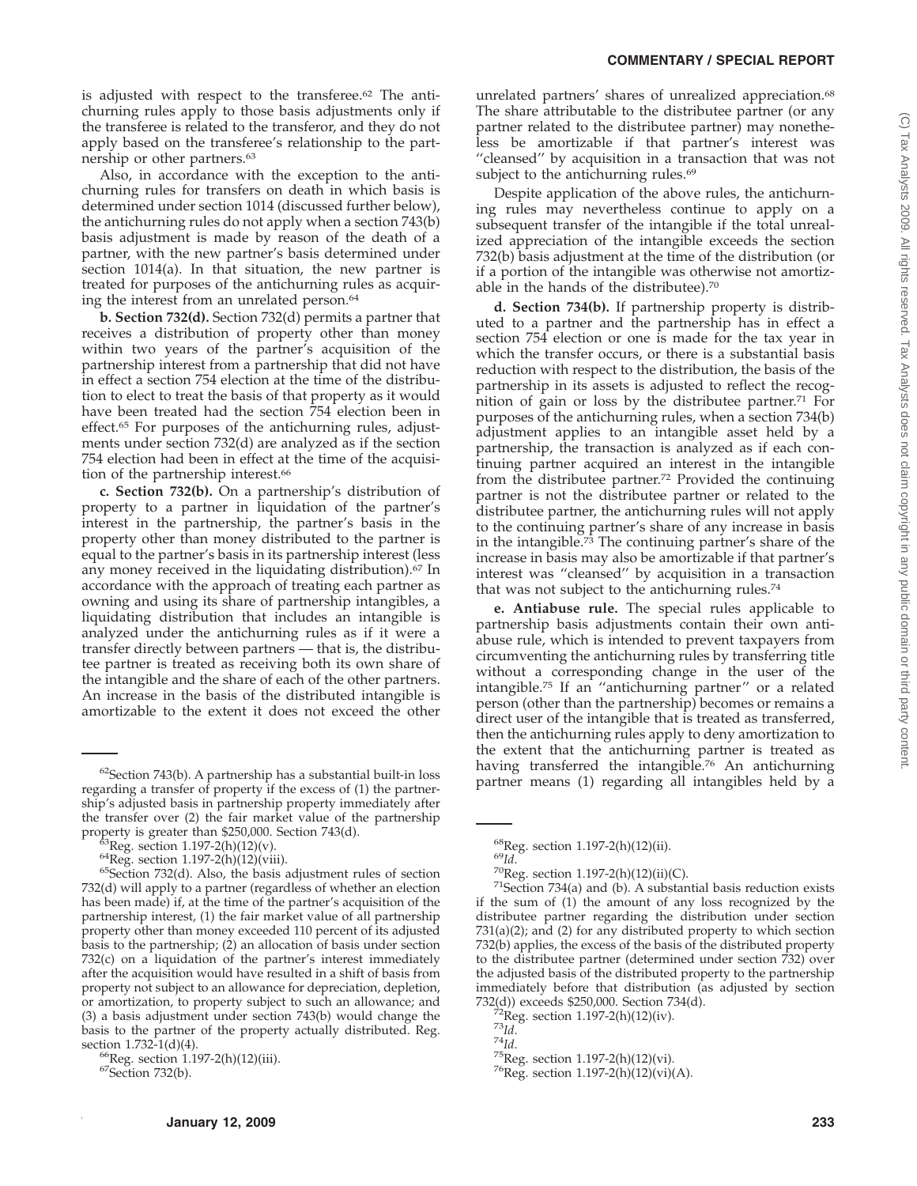is adjusted with respect to the transferee.[62] The antichurning rules apply to those basis adjustments only if the transferee is related to the transferor, and they do not apply based on the transferee's relationship to the partnership or other partners.[63]

Also, in accordance with the exception to the antichurning rules for transfers on death in which basis is determined under section 1014 (discussed further below), the antichurning rules do not apply when a section 743(b) basis adjustment is made by reason of the death of a partner, with the new partner's basis determined under section 1014(a). In that situation, the new partner is treated for purposes of the antichurning rules as acquiring the interest from an unrelated person.[64]

**b. Section 732(d).** Section 732(d) permits a partner that receives a distribution of property other than money within two years of the partner's acquisition of the partnership interest from a partnership that did not have in effect a section 754 election at the time of the distribution to elect to treat the basis of that property as it would have been treated had the section 754 election been in effect.[65] For purposes of the antichurning rules, adjustments under section 732(d) are analyzed as if the section 754 election had been in effect at the time of the acquisition of the partnership interest.[66]

**c. Section 732(b).** On a partnership's distribution of property to a partner in liquidation of the partner's interest in the partnership, the partner's basis in the property other than money distributed to the partner is equal to the partner's basis in its partnership interest (less any money received in the liquidating distribution).[67] In accordance with the approach of treating each partner as owning and using its share of partnership intangibles, a liquidating distribution that includes an intangible is analyzed under the antichurning rules as if it were a transfer directly between partners — that is, the distributee partner is treated as receiving both its own share of the intangible and the share of each of the other partners. An increase in the basis of the distributed intangible is amortizable to the extent it does not exceed the other unrelated partners' shares of unrealized appreciation.[68] The share attributable to the distributee partner (or any partner related to the distributee partner) may nonetheless be amortizable if that partner's interest was "cleansed" by acquisition in a transaction that was not subject to the antichurning rules.[69]

Despite application of the above rules, the antichurning rules may nevertheless continue to apply on a subsequent transfer of the intangible if the total unrealized appreciation of the intangible exceeds the section 732(b) basis adjustment at the time of the distribution (or if a portion of the intangible was otherwise not amortizable in the hands of the distributee).[70]

**d. Section 734(b).** If partnership property is distributed to a partner and the partnership has in effect a section 754 election or one is made for the tax year in which the transfer occurs, or there is a substantial basis reduction with respect to the distribution, the basis of the partnership in its assets is adjusted to reflect the recognition of gain or loss by the distributee partner.[71] For purposes of the antichurning rules, when a section 734(b) adjustment applies to an intangible asset held by a partnership, the transaction is analyzed as if each continuing partner acquired an interest in the intangible from the distributee partner.[72] Provided the continuing partner is not the distributee partner or related to the distributee partner, the antichurning rules will not apply to the continuing partner's share of any increase in basis in the intangible.[73] The continuing partner's share of the increase in basis may also be amortizable if that partner's interest was "cleansed" by acquisition in a transaction that was not subject to the antichurning rules.[74]

**e. Antiabuse rule.** The special rules applicable to partnership basis adjustments contain their own antiabuse rule, which is intended to prevent taxpayers from circumventing the antichurning rules by transferring title without a corresponding change in the user of the intangible.[75] If an "antichurning partner" or a related person (other than the partnership) becomes or remains a direct user of the intangible that is treated as transferred, then the antichurning rules apply to deny amortization to the extent that the antichurning partner is treated as having transferred the intangible.[76] An antichurning partner means (1) regarding all intangibles held by a

---

[62]Section 743(b). A partnership has a substantial built-in loss regarding a transfer of property if the excess of (1) the partnership's adjusted basis in partnership property immediately after the transfer over (2) the fair market value of the partnership property is greater than $250,000. Section 743(d).

[63]Reg. section 1.197-2(h)(12)(v).

[64]Reg. section 1.197-2(h)(12)(viii).

[65]Section 732(d). Also, the basis adjustment rules of section 732(d) will apply to a partner (regardless of whether an election has been made) if, at the time of the partner's acquisition of the partnership interest, (1) the fair market value of all partnership property other than money exceeded 110 percent of its adjusted basis to the partnership; (2) an allocation of basis under section 732(c) on a liquidation of the partner's interest immediately after the acquisition would have resulted in a shift of basis from property not subject to an allowance for depreciation, depletion, or amortization, to property subject to such an allowance; and (3) a basis adjustment under section 743(b) would change the basis to the partner of the property actually distributed. Reg. section 1.732-1(d)(4).

[66]Reg. section 1.197-2(h)(12)(iii).

[67]Section 732(b).

[68]Reg. section 1.197-2(h)(12)(ii).

[69]*Id.*

[70]Reg. section 1.197-2(h)(12)(ii)(C).

[71]Section 734(a) and (b). A substantial basis reduction exists if the sum of (1) the amount of any loss recognized by the distributee partner regarding the distribution under section 731(a)(2); and (2) for any distributed property to which section 732(b) applies, the excess of the basis of the distributed property to the distributee partner (determined under section 732) over the adjusted basis of the distributed property to the partnership immediately before that distribution (as adjusted by section 732(d)) exceeds $250,000. Section 734(d).

[72]Reg. section 1.197-2(h)(12)(iv).

[73]*Id.*

[74]*Id.*

[75]Reg. section 1.197-2(h)(12)(vi).

[76]Reg. section 1.197-2(h)(12)(vi)(A).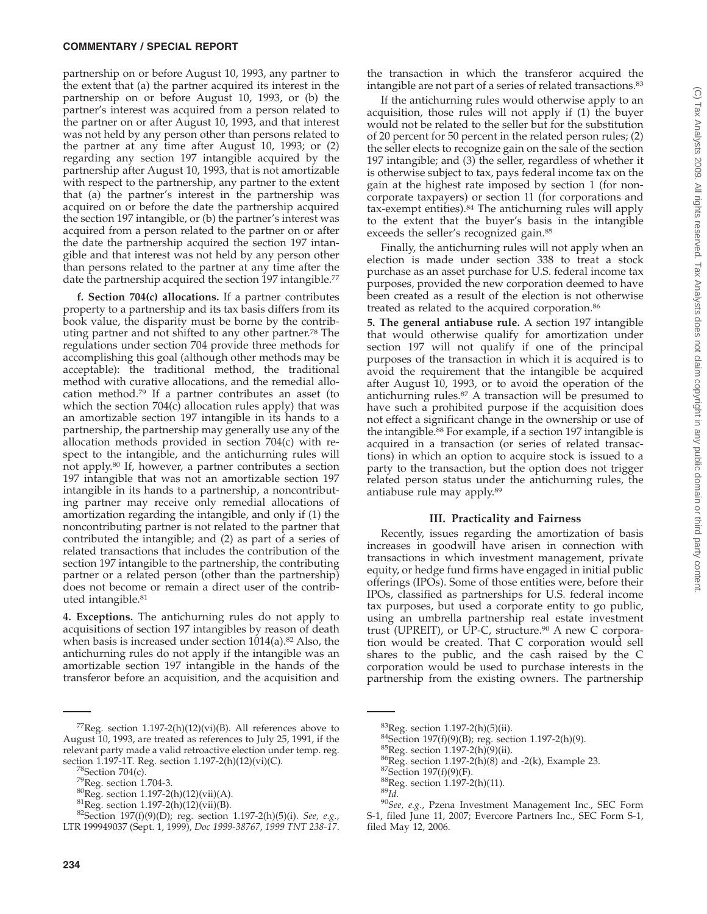partnership on or before August 10, 1993, any partner to the extent that (a) the partner acquired its interest in the partnership on or before August 10, 1993, or (b) the partner's interest was acquired from a person related to the partner on or after August 10, 1993, and that interest was not held by any person other than persons related to the partner at any time after August 10, 1993; or (2) regarding any section 197 intangible acquired by the partnership after August 10, 1993, that is not amortizable with respect to the partnership, any partner to the extent that (a) the partner's interest in the partnership was acquired on or before the date the partnership acquired the section 197 intangible, or (b) the partner's interest was acquired from a person related to the partner on or after the date the partnership acquired the section 197 intangible and that interest was not held by any person other than persons related to the partner at any time after the date the partnership acquired the section 197 intangible.[77]

**f. Section 704(c) allocations.** If a partner contributes property to a partnership and its tax basis differs from its book value, the disparity must be borne by the contributing partner and not shifted to any other partner.[78] The regulations under section 704 provide three methods for accomplishing this goal (although other methods may be acceptable): the traditional method, the traditional method with curative allocations, and the remedial allocation method.[79] If a partner contributes an asset (to which the section 704(c) allocation rules apply) that was an amortizable section 197 intangible in its hands to a partnership, the partnership may generally use any of the allocation methods provided in section 704(c) with respect to the intangible, and the antichurning rules will not apply.[80] If, however, a partner contributes a section 197 intangible that was not an amortizable section 197 intangible in its hands to a partnership, a noncontributing partner may receive only remedial allocations of amortization regarding the intangible, and only if (1) the noncontributing partner is not related to the partner that contributed the intangible; and (2) as part of a series of related transactions that includes the contribution of the section 197 intangible to the partnership, the contributing partner or a related person (other than the partnership) does not become or remain a direct user of the contributed intangible.[81]

**4. Exceptions.** The antichurning rules do not apply to acquisitions of section 197 intangibles by reason of death when basis is increased under section 1014(a).[82] Also, the antichurning rules do not apply if the intangible was an amortizable section 197 intangible in the hands of the transferor before an acquisition, and the acquisition and the transaction in which the transferor acquired the intangible are not part of a series of related transactions.[83]

If the antichurning rules would otherwise apply to an acquisition, those rules will not apply if (1) the buyer would not be related to the seller but for the substitution of 20 percent for 50 percent in the related person rules; (2) the seller elects to recognize gain on the sale of the section 197 intangible; and (3) the seller, regardless of whether it is otherwise subject to tax, pays federal income tax on the gain at the highest rate imposed by section 1 (for noncorporate taxpayers) or section 11 (for corporations and tax-exempt entities).[84] The antichurning rules will apply to the extent that the buyer's basis in the intangible exceeds the seller's recognized gain.[85]

Finally, the antichurning rules will not apply when an election is made under section 338 to treat a stock purchase as an asset purchase for U.S. federal income tax purposes, provided the new corporation deemed to have been created as a result of the election is not otherwise treated as related to the acquired corporation.[86]

**5. The general antiabuse rule.** A section 197 intangible that would otherwise qualify for amortization under section 197 will not qualify if one of the principal purposes of the transaction in which it is acquired is to avoid the requirement that the intangible be acquired after August 10, 1993, or to avoid the operation of the antichurning rules.[87] A transaction will be presumed to have such a prohibited purpose if the acquisition does not effect a significant change in the ownership or use of the intangible.[88] For example, if a section 197 intangible is acquired in a transaction (or series of related transactions) in which an option to acquire stock is issued to a party to the transaction, but the option does not trigger related person status under the antichurning rules, the antiabuse rule may apply.[89]

## III. Practicality and Fairness

Recently, issues regarding the amortization of basis increases in goodwill have arisen in connection with transactions in which investment management, private equity, or hedge fund firms have engaged in initial public offerings (IPOs). Some of those entities were, before their IPOs, classified as partnerships for U.S. federal income tax purposes, but used a corporate entity to go public, using an umbrella partnership real estate investment trust (UPREIT), or UP-C, structure.[90] A new C corporation would be created. That C corporation would sell shares to the public, and the cash raised by the C corporation would be used to purchase interests in the partnership from the existing owners. The partnership

---

[77]Reg. section 1.197-2(h)(12)(vi)(B). All references above to August 10, 1993, are treated as references to July 25, 1991, if the relevant party made a valid retroactive election under temp. reg. section 1.197-1T. Reg. section 1.197-2(h)(12)(vi)(C).

[78]Section 704(c).

[79]Reg. section 1.704-3.

[80]Reg. section 1.197-2(h)(12)(vii)(A).

[81]Reg. section 1.197-2(h)(12)(vii)(B).

[82]Section 197(f)(9)(D); reg. section 1.197-2(h)(5)(i). *See, e.g.*, LTR 199949037 (Sept. 1, 1999), *Doc 1999-38767*, *1999 TNT 238-17*.

[83]Reg. section 1.197-2(h)(5)(ii).

[84]Section 197(f)(9)(B); reg. section 1.197-2(h)(9).

[85]Reg. section 1.197-2(h)(9)(ii).

[86]Reg. section 1.197-2(h)(8) and -2(k), Example 23.

[87]Section 197(f)(9)(F).

[88]Reg. section 1.197-2(h)(11).

[89]*Id.*

[90]*See, e.g.*, Pzena Investment Management Inc., SEC Form S-1, filed June 11, 2007; Evercore Partners Inc., SEC Form S-1, filed May 12, 2006.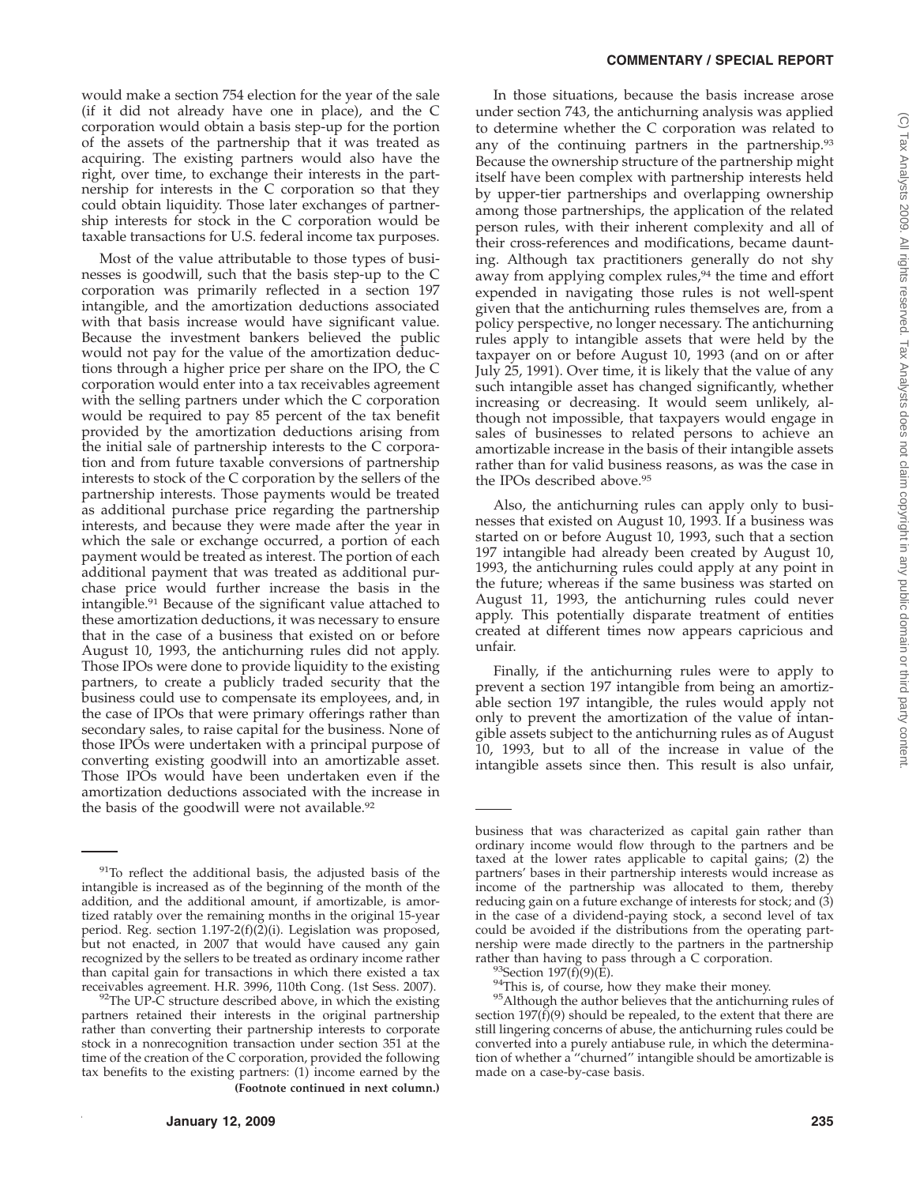would make a section 754 election for the year of the sale (if it did not already have one in place), and the C corporation would obtain a basis step-up for the portion of the assets of the partnership that it was treated as acquiring. The existing partners would also have the right, over time, to exchange their interests in the partnership for interests in the C corporation so that they could obtain liquidity. Those later exchanges of partnership interests for stock in the C corporation would be taxable transactions for U.S. federal income tax purposes.

Most of the value attributable to those types of businesses is goodwill, such that the basis step-up to the C corporation was primarily reflected in a section 197 intangible, and the amortization deductions associated with that basis increase would have significant value. Because the investment bankers believed the public would not pay for the value of the amortization deductions through a higher price per share on the IPO, the C corporation would enter into a tax receivables agreement with the selling partners under which the C corporation would be required to pay 85 percent of the tax benefit provided by the amortization deductions arising from the initial sale of partnership interests to the C corporation and from future taxable conversions of partnership interests to stock of the C corporation by the sellers of the partnership interests. Those payments would be treated as additional purchase price regarding the partnership interests, and because they were made after the year in which the sale or exchange occurred, a portion of each payment would be treated as interest. The portion of each additional payment that was treated as additional purchase price would further increase the basis in the intangible.[91] Because of the significant value attached to these amortization deductions, it was necessary to ensure that in the case of a business that existed on or before August 10, 1993, the antichurning rules did not apply. Those IPOs were done to provide liquidity to the existing partners, to create a publicly traded security that the business could use to compensate its employees, and, in the case of IPOs that were primary offerings rather than secondary sales, to raise capital for the business. None of those IPOs were undertaken with a principal purpose of converting existing goodwill into an amortizable asset. Those IPOs would have been undertaken even if the amortization deductions associated with the increase in the basis of the goodwill were not available.[92]

In those situations, because the basis increase arose under section 743, the antichurning analysis was applied to determine whether the C corporation was related to any of the continuing partners in the partnership.[93] Because the ownership structure of the partnership might itself have been complex with partnership interests held by upper-tier partnerships and overlapping ownership among those partnerships, the application of the related person rules, with their inherent complexity and all of their cross-references and modifications, became daunting. Although tax practitioners generally do not shy away from applying complex rules,[94] the time and effort expended in navigating those rules is not well-spent given that the antichurning rules themselves are, from a policy perspective, no longer necessary. The antichurning rules apply to intangible assets that were held by the taxpayer on or before August 10, 1993 (and on or after July 25, 1991). Over time, it is likely that the value of any such intangible asset has changed significantly, whether increasing or decreasing. It would seem unlikely, although not impossible, that taxpayers would engage in sales of businesses to related persons to achieve an amortizable increase in the basis of their intangible assets rather than for valid business reasons, as was the case in the IPOs described above.[95]

Also, the antichurning rules can apply only to businesses that existed on August 10, 1993. If a business was started on or before August 10, 1993, such that a section 197 intangible had already been created by August 10, 1993, the antichurning rules could apply at any point in the future; whereas if the same business was started on August 11, 1993, the antichurning rules could never apply. This potentially disparate treatment of entities created at different times now appears capricious and unfair.

Finally, if the antichurning rules were to apply to prevent a section 197 intangible from being an amortizable section 197 intangible, the rules would apply not only to prevent the amortization of the value of intangible assets subject to the antichurning rules as of August 10, 1993, but to all of the increase in value of the intangible assets since then. This result is also unfair,

---

[91] To reflect the additional basis, the adjusted basis of the intangible is increased as of the beginning of the month of the addition, and the additional amount, if amortizable, is amortized ratably over the remaining months in the original 15-year period. Reg. section 1.197-2(f)(2)(i). Legislation was proposed, but not enacted, in 2007 that would have caused any gain recognized by the sellers to be treated as ordinary income rather than capital gain for transactions in which there existed a tax receivables agreement. H.R. 3996, 110th Cong. (1st Sess. 2007).

[92] The UP-C structure described above, in which the existing partners retained their interests in the original partnership rather than converting their partnership interests to corporate stock in a nonrecognition transaction under section 351 at the time of the creation of the C corporation, provided the following tax benefits to the existing partners: (1) income earned by the business that was characterized as capital gain rather than ordinary income would flow through to the partners and be taxed at the lower rates applicable to capital gains; (2) the partners' bases in their partnership interests would increase as income of the partnership was allocated to them, thereby reducing gain on a future exchange of interests for stock; and (3) in the case of a dividend-paying stock, a second level of tax could be avoided if the distributions from the operating partnership were made directly to the partners in the partnership rather than having to pass through a C corporation.

[93] Section 197(f)(9)(E).

[94] This is, of course, how they make their money.

[95] Although the author believes that the antichurning rules of section 197(f)(9) should be repealed, to the extent that there are still lingering concerns of abuse, the antichurning rules could be converted into a purely antiabuse rule, in which the determination of whether a "churned" intangible should be amortizable is made on a case-by-case basis.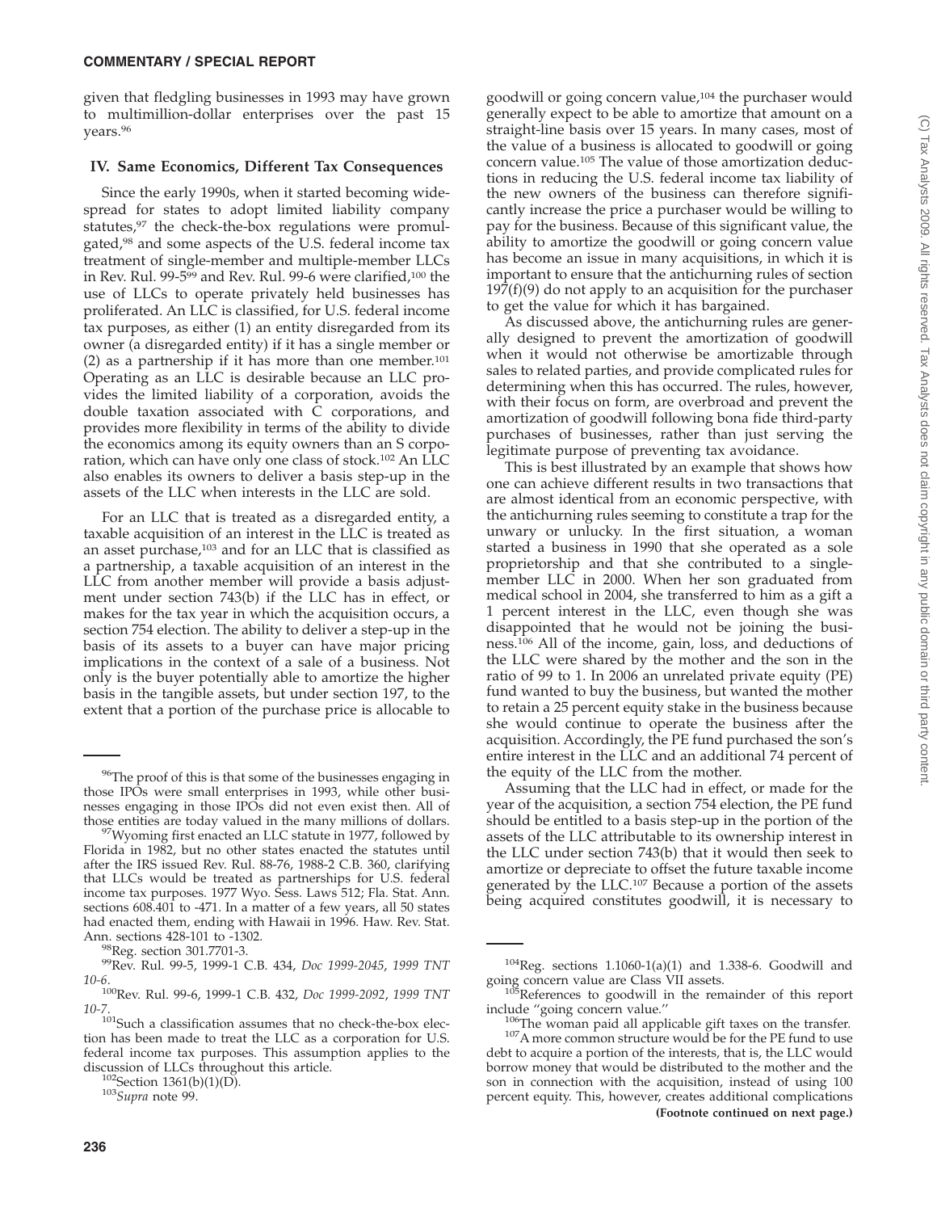given that fledgling businesses in 1993 may have grown to multimillion-dollar enterprises over the past 15 years.[96]

## IV. Same Economics, Different Tax Consequences

Since the early 1990s, when it started becoming widespread for states to adopt limited liability company statutes,[97] the check-the-box regulations were promulgated,[98] and some aspects of the U.S. federal income tax treatment of single-member and multiple-member LLCs in Rev. Rul. 99-5[99] and Rev. Rul. 99-6 were clarified,[100] the use of LLCs to operate privately held businesses has proliferated. An LLC is classified, for U.S. federal income tax purposes, as either (1) an entity disregarded from its owner (a disregarded entity) if it has a single member or (2) as a partnership if it has more than one member.[101] Operating as an LLC is desirable because an LLC provides the limited liability of a corporation, avoids the double taxation associated with C corporations, and provides more flexibility in terms of the ability to divide the economics among its equity owners than an S corporation, which can have only one class of stock.[102] An LLC also enables its owners to deliver a basis step-up in the assets of the LLC when interests in the LLC are sold.

For an LLC that is treated as a disregarded entity, a taxable acquisition of an interest in the LLC is treated as an asset purchase,[103] and for an LLC that is classified as a partnership, a taxable acquisition of an interest in the LLC from another member will provide a basis adjustment under section 743(b) if the LLC has in effect, or makes for the tax year in which the acquisition occurs, a section 754 election. The ability to deliver a step-up in the basis of its assets to a buyer can have major pricing implications in the context of a sale of a business. Not only is the buyer potentially able to amortize the higher basis in the tangible assets, but under section 197, to the extent that a portion of the purchase price is allocable to goodwill or going concern value,[104] the purchaser would generally expect to be able to amortize that amount on a straight-line basis over 15 years. In many cases, most of the value of a business is allocated to goodwill or going concern value.[105] The value of those amortization deductions in reducing the U.S. federal income tax liability of the new owners of the business can therefore significantly increase the price a purchaser would be willing to pay for the business. Because of this significant value, the ability to amortize the goodwill or going concern value has become an issue in many acquisitions, in which it is important to ensure that the antichurning rules of section 197(f)(9) do not apply to an acquisition for the purchaser to get the value for which it has bargained.

As discussed above, the antichurning rules are generally designed to prevent the amortization of goodwill when it would not otherwise be amortizable through sales to related parties, and provide complicated rules for determining when this has occurred. The rules, however, with their focus on form, are overbroad and prevent the amortization of goodwill following bona fide third-party purchases of businesses, rather than just serving the legitimate purpose of preventing tax avoidance.

This is best illustrated by an example that shows how one can achieve different results in two transactions that are almost identical from an economic perspective, with the antichurning rules seeming to constitute a trap for the unwary or unlucky. In the first situation, a woman started a business in 1990 that she operated as a sole proprietorship and that she contributed to a single-member LLC in 2000. When her son graduated from medical school in 2004, she transferred to him as a gift a 1 percent interest in the LLC, even though she was disappointed that he would not be joining the business.[106] All of the income, gain, loss, and deductions of the LLC were shared by the mother and the son in the ratio of 99 to 1. In 2006 an unrelated private equity (PE) fund wanted to buy the business, but wanted the mother to retain a 25 percent equity stake in the business because she would continue to operate the business after the acquisition. Accordingly, the PE fund purchased the son's entire interest in the LLC and an additional 74 percent of the equity of the LLC from the mother.

Assuming that the LLC had in effect, or made for the year of the acquisition, a section 754 election, the PE fund should be entitled to a basis step-up in the portion of the assets of the LLC attributable to its ownership interest in the LLC under section 743(b) that it would then seek to amortize or depreciate to offset the future taxable income generated by the LLC.[107] Because a portion of the assets being acquired constitutes goodwill, it is necessary to

---

[96]The proof of this is that some of the businesses engaging in those IPOs were small enterprises in 1993, while other businesses engaging in those IPOs did not even exist then. All of those entities are today valued in the many millions of dollars.

[97]Wyoming first enacted an LLC statute in 1977, followed by Florida in 1982, but no other states enacted the statutes until after the IRS issued Rev. Rul. 88-76, 1988-2 C.B. 360, clarifying that LLCs would be treated as partnerships for U.S. federal income tax purposes. 1977 Wyo. Sess. Laws 512; Fla. Stat. Ann. sections 608.401 to -471. In a matter of a few years, all 50 states had enacted them, ending with Hawaii in 1996. Haw. Rev. Stat. Ann. sections 428-101 to -1302.

[98]Reg. section 301.7701-3.

[99]Rev. Rul. 99-5, 1999-1 C.B. 434, *Doc 1999-2045*, *1999 TNT 10-6*.

[100]Rev. Rul. 99-6, 1999-1 C.B. 432, *Doc 1999-2092*, *1999 TNT 10-7*.

[101]Such a classification assumes that no check-the-box election has been made to treat the LLC as a corporation for U.S. federal income tax purposes. This assumption applies to the discussion of LLCs throughout this article.

[102]Section 1361(b)(1)(D).

[103]*Supra* note 99.

[104]Reg. sections 1.1060-1(a)(1) and 1.338-6. Goodwill and going concern value are Class VII assets.

[105]References to goodwill in the remainder of this report include "going concern value."

[106]The woman paid all applicable gift taxes on the transfer.

[107]A more common structure would be for the PE fund to use debt to acquire a portion of the interests, that is, the LLC would borrow money that would be distributed to the mother and the son in connection with the acquisition, instead of using 100 percent equity. This, however, creates additional complications

**(Footnote continued on next page.)**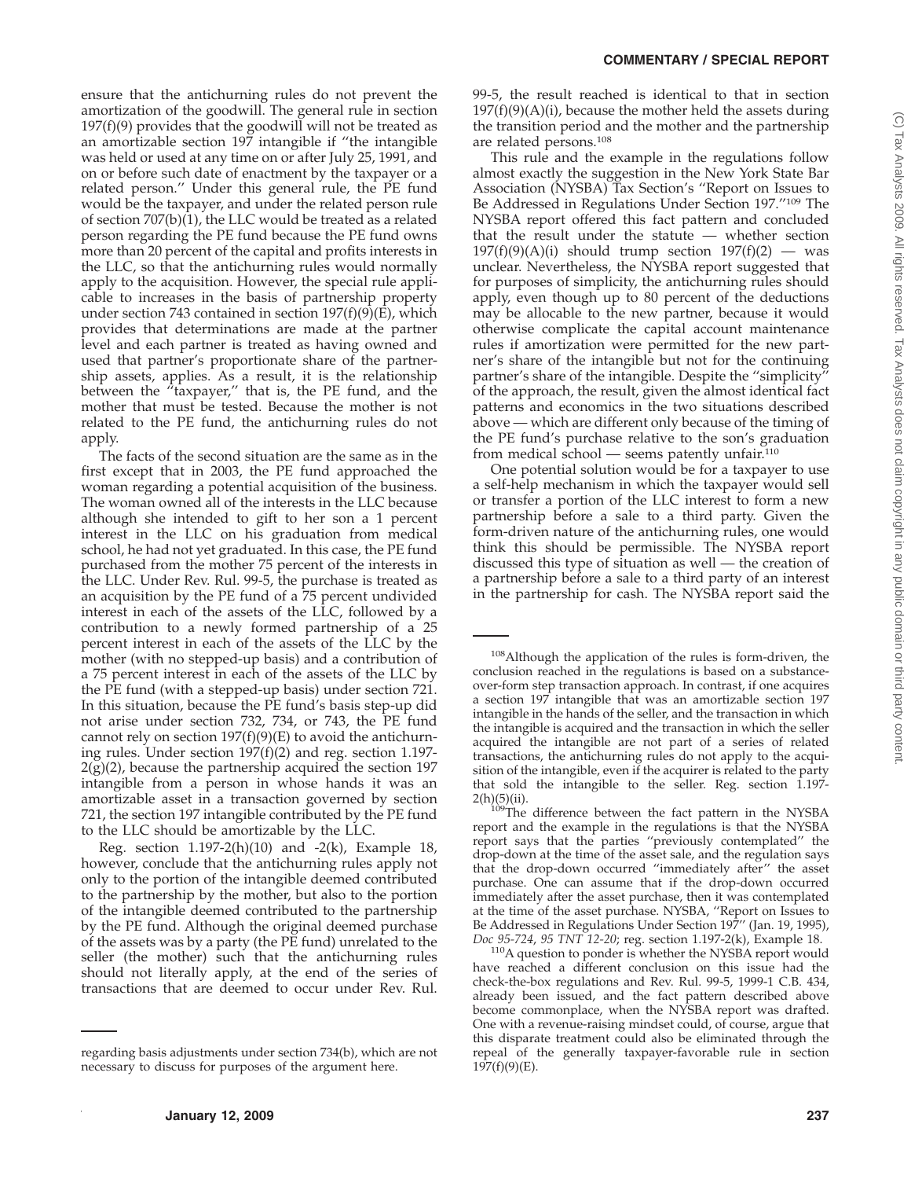ensure that the antichurning rules do not prevent the amortization of the goodwill. The general rule in section 197(f)(9) provides that the goodwill will not be treated as an amortizable section 197 intangible if ''the intangible was held or used at any time on or after July 25, 1991, and on or before such date of enactment by the taxpayer or a related person.'' Under this general rule, the PE fund would be the taxpayer, and under the related person rule of section 707(b)(1), the LLC would be treated as a related person regarding the PE fund because the PE fund owns more than 20 percent of the capital and profits interests in the LLC, so that the antichurning rules would normally apply to the acquisition. However, the special rule applicable to increases in the basis of partnership property under section 743 contained in section 197(f)(9)(E), which provides that determinations are made at the partner level and each partner is treated as having owned and used that partner's proportionate share of the partnership assets, applies. As a result, it is the relationship between the ''taxpayer,'' that is, the PE fund, and the mother that must be tested. Because the mother is not related to the PE fund, the antichurning rules do not apply.

The facts of the second situation are the same as in the first except that in 2003, the PE fund approached the woman regarding a potential acquisition of the business. The woman owned all of the interests in the LLC because although she intended to gift to her son a 1 percent interest in the LLC on his graduation from medical school, he had not yet graduated. In this case, the PE fund purchased from the mother 75 percent of the interests in the LLC. Under Rev. Rul. 99-5, the purchase is treated as an acquisition by the PE fund of a 75 percent undivided interest in each of the assets of the LLC, followed by a contribution to a newly formed partnership of a 25 percent interest in each of the assets of the LLC by the mother (with no stepped-up basis) and a contribution of a 75 percent interest in each of the assets of the LLC by the PE fund (with a stepped-up basis) under section 721. In this situation, because the PE fund's basis step-up did not arise under section 732, 734, or 743, the PE fund cannot rely on section 197(f)(9)(E) to avoid the antichurning rules. Under section 197(f)(2) and reg. section 1.197-2(g)(2), because the partnership acquired the section 197 intangible from a person in whose hands it was an amortizable asset in a transaction governed by section 721, the section 197 intangible contributed by the PE fund to the LLC should be amortizable by the LLC.

Reg. section 1.197-2(h)(10) and -2(k), Example 18, however, conclude that the antichurning rules apply not only to the portion of the intangible deemed contributed to the partnership by the mother, but also to the portion of the intangible deemed contributed to the partnership by the PE fund. Although the original deemed purchase of the assets was by a party (the PE fund) unrelated to the seller (the mother) such that the antichurning rules should not literally apply, at the end of the series of transactions that are deemed to occur under Rev. Rul. 99-5, the result reached is identical to that in section 197(f)(9)(A)(i), because the mother held the assets during the transition period and the mother and the partnership are related persons.[108]

This rule and the example in the regulations follow almost exactly the suggestion in the New York State Bar Association (NYSBA) Tax Section's ''Report on Issues to Be Addressed in Regulations Under Section 197.''[109] The NYSBA report offered this fact pattern and concluded that the result under the statute — whether section 197(f)(9)(A)(i) should trump section 197(f)(2) — was unclear. Nevertheless, the NYSBA report suggested that for purposes of simplicity, the antichurning rules should apply, even though up to 80 percent of the deductions may be allocable to the new partner, because it would otherwise complicate the capital account maintenance rules if amortization were permitted for the new partner's share of the intangible but not for the continuing partner's share of the intangible. Despite the ''simplicity'' of the approach, the result, given the almost identical fact patterns and economics in the two situations described above — which are different only because of the timing of the PE fund's purchase relative to the son's graduation from medical school — seems patently unfair.[110]

One potential solution would be for a taxpayer to use a self-help mechanism in which the taxpayer would sell or transfer a portion of the LLC interest to form a new partnership before a sale to a third party. Given the form-driven nature of the antichurning rules, one would think this should be permissible. The NYSBA report discussed this type of situation as well — the creation of a partnership before a sale to a third party of an interest in the partnership for cash. The NYSBA report said the

---

regarding basis adjustments under section 734(b), which are not necessary to discuss for purposes of the argument here.

[108] Although the application of the rules is form-driven, the conclusion reached in the regulations is based on a substance-over-form step transaction approach. In contrast, if one acquires a section 197 intangible that was an amortizable section 197 intangible in the hands of the seller, and the transaction in which the intangible is acquired and the transaction in which the seller acquired the intangible are not part of a series of related transactions, the antichurning rules do not apply to the acquisition of the intangible, even if the acquirer is related to the party that sold the intangible to the seller. Reg. section 1.197-2(h)(5)(ii).

[109] The difference between the fact pattern in the NYSBA report and the example in the regulations is that the NYSBA report says that the parties ''previously contemplated'' the drop-down at the time of the asset sale, and the regulation says that the drop-down occurred ''immediately after'' the asset purchase. One can assume that if the drop-down occurred immediately after the asset purchase, then it was contemplated at the time of the asset purchase. NYSBA, ''Report on Issues to Be Addressed in Regulations Under Section 197'' (Jan. 19, 1995), *Doc 95-724*, *95 TNT 12-20*; reg. section 1.197-2(k), Example 18.

[110] A question to ponder is whether the NYSBA report would have reached a different conclusion on this issue had the check-the-box regulations and Rev. Rul. 99-5, 1999-1 C.B. 434, already been issued, and the fact pattern described above become commonplace, when the NYSBA report was drafted. One with a revenue-raising mindset could, of course, argue that this disparate treatment could also be eliminated through the repeal of the generally taxpayer-favorable rule in section 197(f)(9)(E).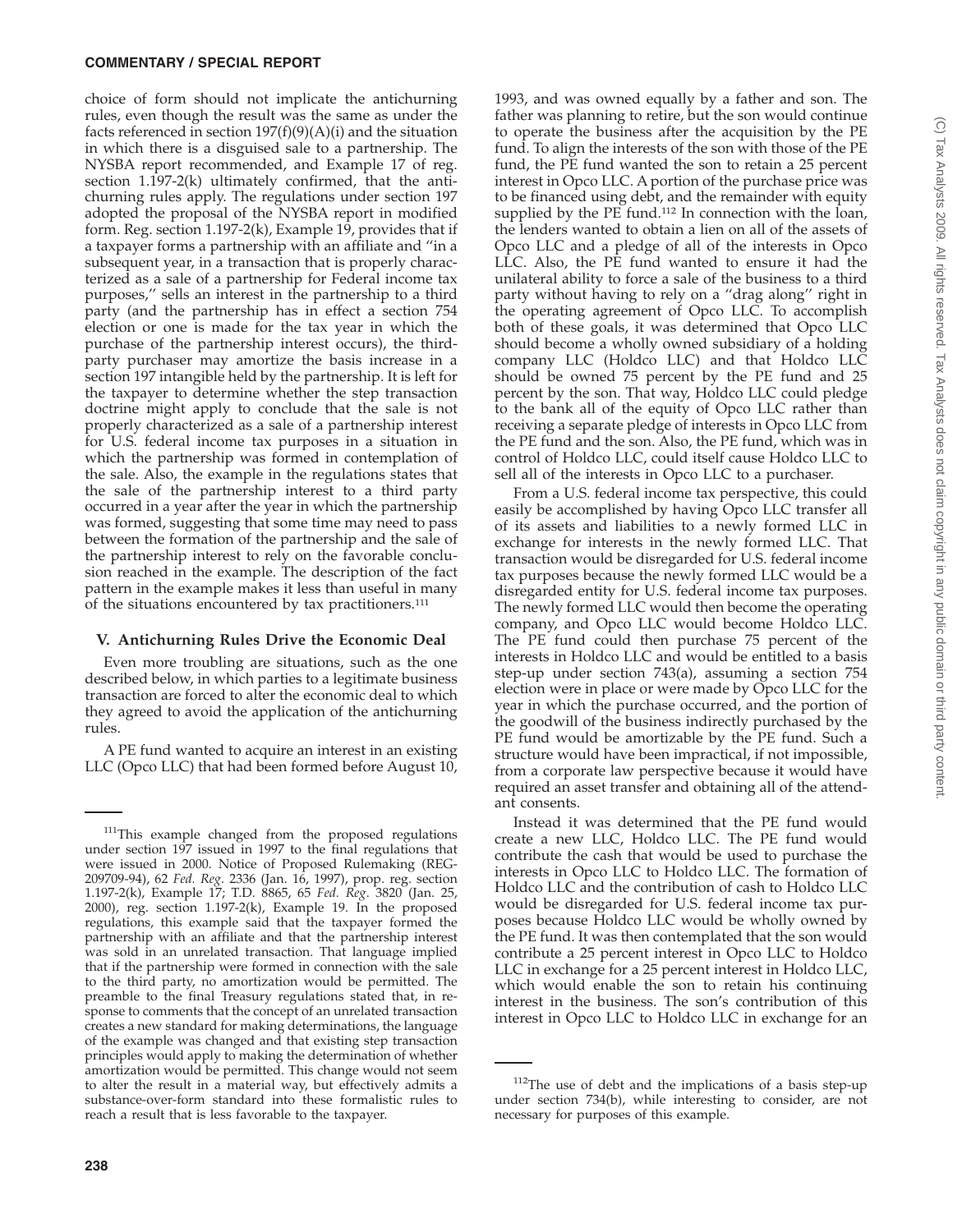choice of form should not implicate the antichurning rules, even though the result was the same as under the facts referenced in section 197(f)(9)(A)(i) and the situation in which there is a disguised sale to a partnership. The NYSBA report recommended, and Example 17 of reg. section 1.197-2(k) ultimately confirmed, that the antichurning rules apply. The regulations under section 197 adopted the proposal of the NYSBA report in modified form. Reg. section 1.197-2(k), Example 19, provides that if a taxpayer forms a partnership with an affiliate and "in a subsequent year, in a transaction that is properly characterized as a sale of a partnership for Federal income tax purposes," sells an interest in the partnership to a third party (and the partnership has in effect a section 754 election or one is made for the tax year in which the purchase of the partnership interest occurs), the third-party purchaser may amortize the basis increase in a section 197 intangible held by the partnership. It is left for the taxpayer to determine whether the step transaction doctrine might apply to conclude that the sale is not properly characterized as a sale of a partnership interest for U.S. federal income tax purposes in a situation in which the partnership was formed in contemplation of the sale. Also, the example in the regulations states that the sale of the partnership interest to a third party occurred in a year after the year in which the partnership was formed, suggesting that some time may need to pass between the formation of the partnership and the sale of the partnership interest to rely on the favorable conclusion reached in the example. The description of the fact pattern in the example makes it less than useful in many of the situations encountered by tax practitioners.[111]

## V. Antichurning Rules Drive the Economic Deal

Even more troubling are situations, such as the one described below, in which parties to a legitimate business transaction are forced to alter the economic deal to which they agreed to avoid the application of the antichurning rules.

A PE fund wanted to acquire an interest in an existing LLC (Opco LLC) that had been formed before August 10, 1993, and was owned equally by a father and son. The father was planning to retire, but the son would continue to operate the business after the acquisition by the PE fund. To align the interests of the son with those of the PE fund, the PE fund wanted the son to retain a 25 percent interest in Opco LLC. A portion of the purchase price was to be financed using debt, and the remainder with equity supplied by the PE fund.[112] In connection with the loan, the lenders wanted to obtain a lien on all of the assets of Opco LLC and a pledge of all of the interests in Opco LLC. Also, the PE fund wanted to ensure it had the unilateral ability to force a sale of the business to a third party without having to rely on a "drag along" right in the operating agreement of Opco LLC. To accomplish both of these goals, it was determined that Opco LLC should become a wholly owned subsidiary of a holding company LLC (Holdco LLC) and that Holdco LLC should be owned 75 percent by the PE fund and 25 percent by the son. That way, Holdco LLC could pledge to the bank all of the equity of Opco LLC rather than receiving a separate pledge of interests in Opco LLC from the PE fund and the son. Also, the PE fund, which was in control of Holdco LLC, could itself cause Holdco LLC to sell all of the interests in Opco LLC to a purchaser.

From a U.S. federal income tax perspective, this could easily be accomplished by having Opco LLC transfer all of its assets and liabilities to a newly formed LLC in exchange for interests in the newly formed LLC. That transaction would be disregarded for U.S. federal income tax purposes because the newly formed LLC would be a disregarded entity for U.S. federal income tax purposes. The newly formed LLC would then become the operating company, and Opco LLC would become Holdco LLC. The PE fund could then purchase 75 percent of the interests in Holdco LLC and would be entitled to a basis step-up under section 743(a), assuming a section 754 election were in place or were made by Opco LLC for the year in which the purchase occurred, and the portion of the goodwill of the business indirectly purchased by the PE fund would be amortizable by the PE fund. Such a structure would have been impractical, if not impossible, from a corporate law perspective because it would have required an asset transfer and obtaining all of the attendant consents.

Instead it was determined that the PE fund would create a new LLC, Holdco LLC. The PE fund would contribute the cash that would be used to purchase the interests in Opco LLC to Holdco LLC. The formation of Holdco LLC and the contribution of cash to Holdco LLC would be disregarded for U.S. federal income tax purposes because Holdco LLC would be wholly owned by the PE fund. It was then contemplated that the son would contribute a 25 percent interest in Opco LLC to Holdco LLC in exchange for a 25 percent interest in Holdco LLC, which would enable the son to retain his continuing interest in the business. The son's contribution of this interest in Opco LLC to Holdco LLC in exchange for an

---

[111] This example changed from the proposed regulations under section 197 issued in 1997 to the final regulations that were issued in 2000. Notice of Proposed Rulemaking (REG-209709-94), 62 *Fed. Reg.* 2336 (Jan. 16, 1997), prop. reg. section 1.197-2(k), Example 17; T.D. 8865, 65 *Fed. Reg.* 3820 (Jan. 25, 2000), reg. section 1.197-2(k), Example 19. In the proposed regulations, this example said that the taxpayer formed the partnership with an affiliate and that the partnership interest was sold in an unrelated transaction. That language implied that if the partnership were formed in connection with the sale to the third party, no amortization would be permitted. The preamble to the final Treasury regulations stated that, in response to comments that the concept of an unrelated transaction creates a new standard for making determinations, the language of the example was changed and that existing step transaction principles would apply to making the determination of whether amortization would be permitted. This change would not seem to alter the result in a material way, but effectively admits a substance-over-form standard into these formalistic rules to reach a result that is less favorable to the taxpayer.

[112] The use of debt and the implications of a basis step-up under section 734(b), while interesting to consider, are not necessary for purposes of this example.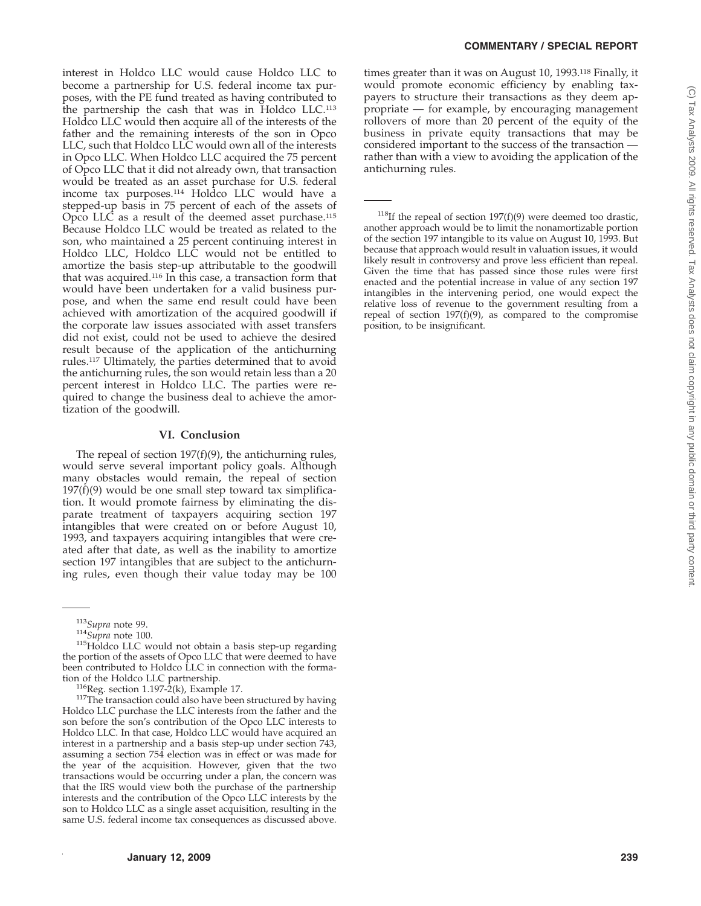interest in Holdco LLC would cause Holdco LLC to become a partnership for U.S. federal income tax purposes, with the PE fund treated as having contributed to the partnership the cash that was in Holdco LLC.[113] Holdco LLC would then acquire all of the interests of the father and the remaining interests of the son in Opco LLC, such that Holdco LLC would own all of the interests in Opco LLC. When Holdco LLC acquired the 75 percent of Opco LLC that it did not already own, that transaction would be treated as an asset purchase for U.S. federal income tax purposes.[114] Holdco LLC would have a stepped-up basis in 75 percent of each of the assets of Opco LLC as a result of the deemed asset purchase.[115] Because Holdco LLC would be treated as related to the son, who maintained a 25 percent continuing interest in Holdco LLC, Holdco LLC would not be entitled to amortize the basis step-up attributable to the goodwill that was acquired.[116] In this case, a transaction form that would have been undertaken for a valid business purpose, and when the same end result could have been achieved with amortization of the acquired goodwill if the corporate law issues associated with asset transfers did not exist, could not be used to achieve the desired result because of the application of the antichurning rules.[117] Ultimately, the parties determined that to avoid the antichurning rules, the son would retain less than a 20 percent interest in Holdco LLC. The parties were required to change the business deal to achieve the amortization of the goodwill.

## VI. Conclusion

The repeal of section 197(f)(9), the antichurning rules, would serve several important policy goals. Although many obstacles would remain, the repeal of section 197(f)(9) would be one small step toward tax simplification. It would promote fairness by eliminating the disparate treatment of taxpayers acquiring section 197 intangibles that were created on or before August 10, 1993, and taxpayers acquiring intangibles that were created after that date, as well as the inability to amortize section 197 intangibles that are subject to the antichurning rules, even though their value today may be 100 times greater than it was on August 10, 1993.[118] Finally, it would promote economic efficiency by enabling taxpayers to structure their transactions as they deem appropriate — for example, by encouraging management rollovers of more than 20 percent of the equity of the business in private equity transactions that may be considered important to the success of the transaction — rather than with a view to avoiding the application of the antichurning rules.

---

[113] *Supra* note 99.

[114] *Supra* note 100.

[115] Holdco LLC would not obtain a basis step-up regarding the portion of the assets of Opco LLC that were deemed to have been contributed to Holdco LLC in connection with the formation of the Holdco LLC partnership.

[116] Reg. section 1.197-2(k), Example 17.

[117] The transaction could also have been structured by having Holdco LLC purchase the LLC interests from the father and the son before the son's contribution of the Opco LLC interests to Holdco LLC. In that case, Holdco LLC would have acquired an interest in a partnership and a basis step-up under section 743, assuming a section 754 election was in effect or was made for the year of the acquisition. However, given that the two transactions would be occurring under a plan, the concern was that the IRS would view both the purchase of the partnership interests and the contribution of the Opco LLC interests by the son to Holdco LLC as a single asset acquisition, resulting in the same U.S. federal income tax consequences as discussed above.

[118] If the repeal of section 197(f)(9) were deemed too drastic, another approach would be to limit the nonamortizable portion of the section 197 intangible to its value on August 10, 1993. But because that approach would result in valuation issues, it would likely result in controversy and prove less efficient than repeal. Given the time that has passed since those rules were first enacted and the potential increase in value of any section 197 intangibles in the intervening period, one would expect the relative loss of revenue to the government resulting from a repeal of section 197(f)(9), as compared to the compromise position, to be insignificant.